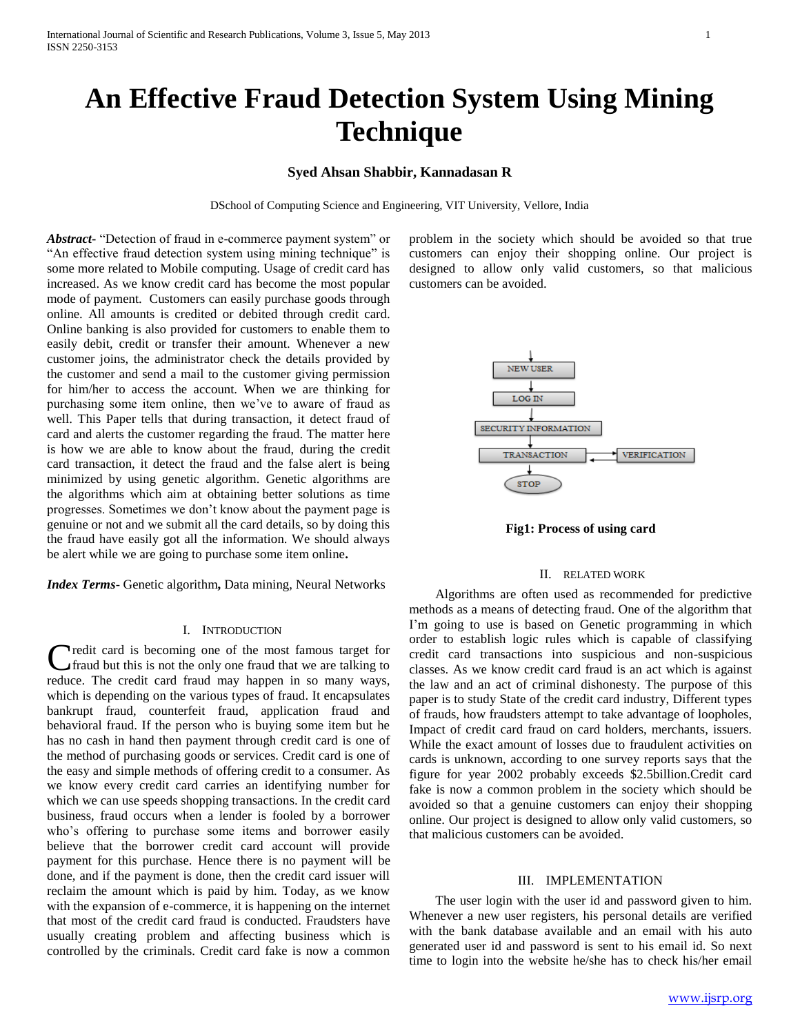# An Effective Fraud Detection System Using Mining Technique

**Syed Ahsan Shabbir, Kannadasan R**

DSchool of Computing Science and Engineering, VIT University, Vellore, India

***Abstract-*** "Detection of fraud in e-commerce payment system" or "An effective fraud detection system using mining technique" is some more related to Mobile computing. Usage of credit card has increased. As we know credit card has become the most popular mode of payment. Customers can easily purchase goods through online. All amounts is credited or debited through credit card. Online banking is also provided for customers to enable them to easily debit, credit or transfer their amount. Whenever a new customer joins, the administrator check the details provided by the customer and send a mail to the customer giving permission for him/her to access the account. When we are thinking for purchasing some item online, then we've to aware of fraud as well. This Paper tells that during transaction, it detect fraud of card and alerts the customer regarding the fraud. The matter here is how we are able to know about the fraud, during the credit card transaction, it detect the fraud and the false alert is being minimized by using genetic algorithm. Genetic algorithms are the algorithms which aim at obtaining better solutions as time progresses. Sometimes we don't know about the payment page is genuine or not and we submit all the card details, so by doing this the fraud have easily got all the information. We should always be alert while we are going to purchase some item online**.**

***Index Terms-*** Genetic algorithm**,** Data mining, Neural Networks

## I. Introduction

Credit card is becoming one of the most famous target for fraud but this is not the only one fraud that we are talking to reduce. The credit card fraud may happen in so many ways, which is depending on the various types of fraud. It encapsulates bankrupt fraud, counterfeit fraud, application fraud and behavioral fraud. If the person who is buying some item but he has no cash in hand then payment through credit card is one of the method of purchasing goods or services. Credit card is one of the easy and simple methods of offering credit to a consumer. As we know every credit card carries an identifying number for which we can use speeds shopping transactions. In the credit card business, fraud occurs when a lender is fooled by a borrower who's offering to purchase some items and borrower easily believe that the borrower credit card account will provide payment for this purchase. Hence there is no payment will be done, and if the payment is done, then the credit card issuer will reclaim the amount which is paid by him. Today, as we know with the expansion of e-commerce, it is happening on the internet that most of the credit card fraud is conducted. Fraudsters have usually creating problem and affecting business which is controlled by the criminals. Credit card fake is now a common problem in the society which should be avoided so that true customers can enjoy their shopping online. Our project is designed to allow only valid customers, so that malicious customers can be avoided.

NEW USER → LOG IN → SECURITY INFORMATION → TRANSACTION ⇄ VERIFICATION → STOP

**Fig1: Process of using card**

## II. Related Work

Algorithms are often used as recommended for predictive methods as a means of detecting fraud. One of the algorithm that I'm going to use is based on Genetic programming in which order to establish logic rules which is capable of classifying credit card transactions into suspicious and non-suspicious classes. As we know credit card fraud is an act which is against the law and an act of criminal dishonesty. The purpose of this paper is to study State of the credit card industry, Different types of frauds, how fraudsters attempt to take advantage of loopholes, Impact of credit card fraud on card holders, merchants, issuers. While the exact amount of losses due to fraudulent activities on cards is unknown, according to one survey reports says that the figure for year 2002 probably exceeds $2.5billion.Credit card fake is now a common problem in the society which should be avoided so that a genuine customers can enjoy their shopping online. Our project is designed to allow only valid customers, so that malicious customers can be avoided.

## III. Implementation

The user login with the user id and password given to him. Whenever a new user registers, his personal details are verified with the bank database available and an email with his auto generated user id and password is sent to his email id. So next time to login into the website he/she has to check his/her email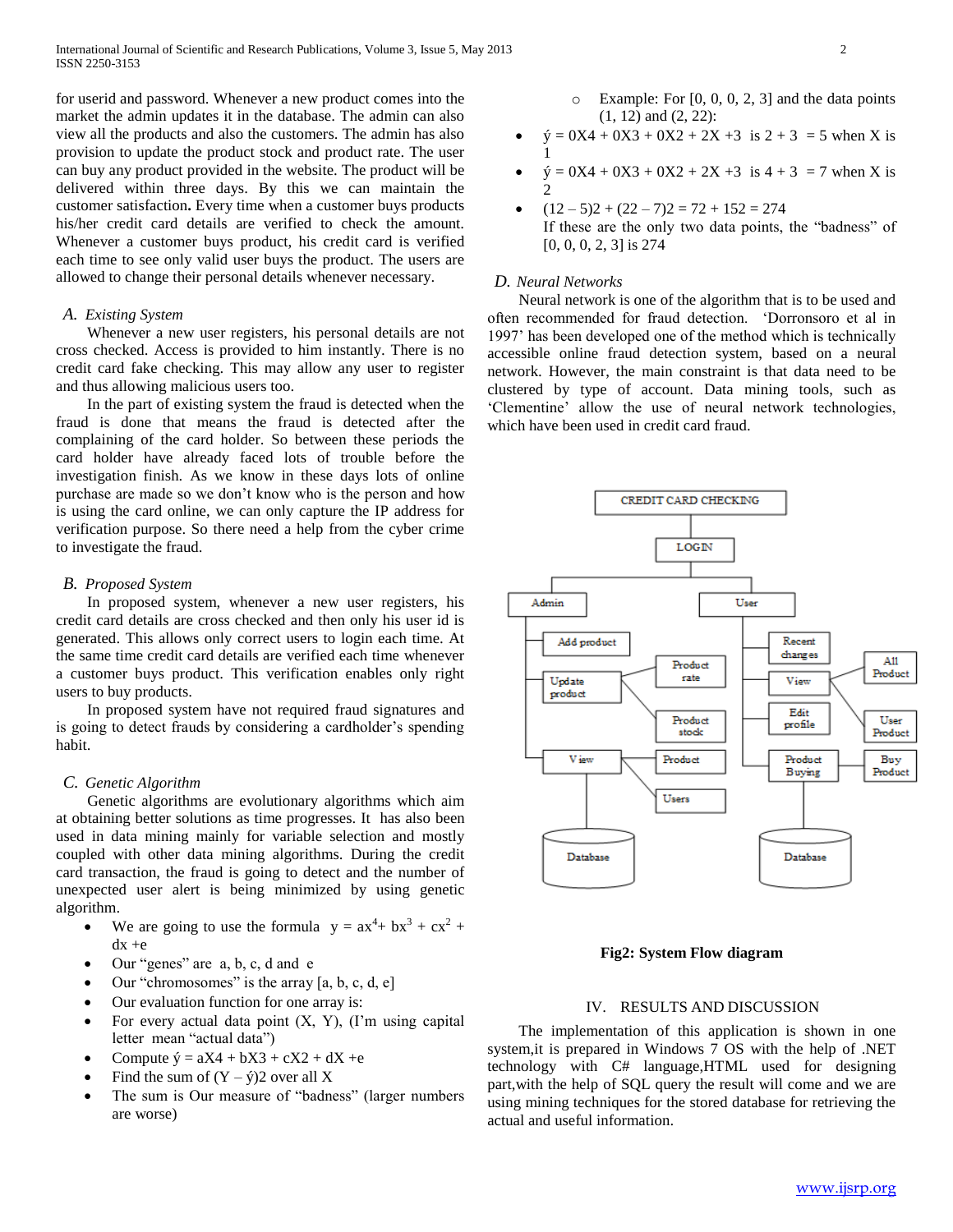for userid and password. Whenever a new product comes into the market the admin updates it in the database. The admin can also view all the products and also the customers. The admin has also provision to update the product stock and product rate. The user can buy any product provided in the website. The product will be delivered within three days. By this we can maintain the customer satisfaction**.** Every time when a customer buys products his/her credit card details are verified to check the amount. Whenever a customer buys product, his credit card is verified each time to see only valid user buys the product. The users are allowed to change their personal details whenever necessary.

### A. *Existing System*

Whenever a new user registers, his personal details are not cross checked. Access is provided to him instantly. There is no credit card fake checking. This may allow any user to register and thus allowing malicious users too.

In the part of existing system the fraud is detected when the fraud is done that means the fraud is detected after the complaining of the card holder. So between these periods the card holder have already faced lots of trouble before the investigation finish. As we know in these days lots of online purchase are made so we don't know who is the person and how is using the card online, we can only capture the IP address for verification purpose. So there need a help from the cyber crime to investigate the fraud.

### B. *Proposed System*

In proposed system, whenever a new user registers, his credit card details are cross checked and then only his user id is generated. This allows only correct users to login each time. At the same time credit card details are verified each time whenever a customer buys product. This verification enables only right users to buy products.

In proposed system have not required fraud signatures and is going to detect frauds by considering a cardholder's spending habit.

### C. *Genetic Algorithm*

Genetic algorithms are evolutionary algorithms which aim at obtaining better solutions as time progresses. It has also been used in data mining mainly for variable selection and mostly coupled with other data mining algorithms. During the credit card transaction, the fraud is going to detect and the number of unexpected user alert is being minimized by using genetic algorithm.

- We are going to use the formula $y = ax^4 + bx^3 + cx^2 + dx + e$
- Our "genes" are a, b, c, d and e
- Our "chromosomes" is the array [a, b, c, d, e]
- Our evaluation function for one array is:
- For every actual data point (X, Y), (I'm using capital letter mean "actual data")
- Compute ý = aX4 + bX3 + cX2 + dX +e
- Find the sum of (Y – ý)2 over all X
- The sum is Our measure of "badness" (larger numbers are worse)
  - Example: For [0, 0, 0, 2, 3] and the data points (1, 12) and (2, 22):
- ý = 0X4 + 0X3 + 0X2 + 2X +3 is 2 + 3 = 5 when X is 1
- ý = 0X4 + 0X3 + 0X2 + 2X +3 is 4 + 3 = 7 when X is 2
- (12 – 5)2 + (22 – 7)2 = 72 + 152 = 274
  If these are the only two data points, the "badness" of [0, 0, 0, 2, 3] is 274

### D. *Neural Networks*

Neural network is one of the algorithm that is to be used and often recommended for fraud detection. 'Dorronsoro et al in 1997' has been developed one of the method which is technically accessible online fraud detection system, based on a neural network. However, the main constraint is that data need to be clustered by type of account. Data mining tools, such as 'Clementine' allow the use of neural network technologies, which have been used in credit card fraud.

**Fig2: System Flow diagram**

## IV. RESULTS AND DISCUSSION

The implementation of this application is shown in one system,it is prepared in Windows 7 OS with the help of .NET technology with C# language,HTML used for designing part,with the help of SQL query the result will come and we are using mining techniques for the stored database for retrieving the actual and useful information.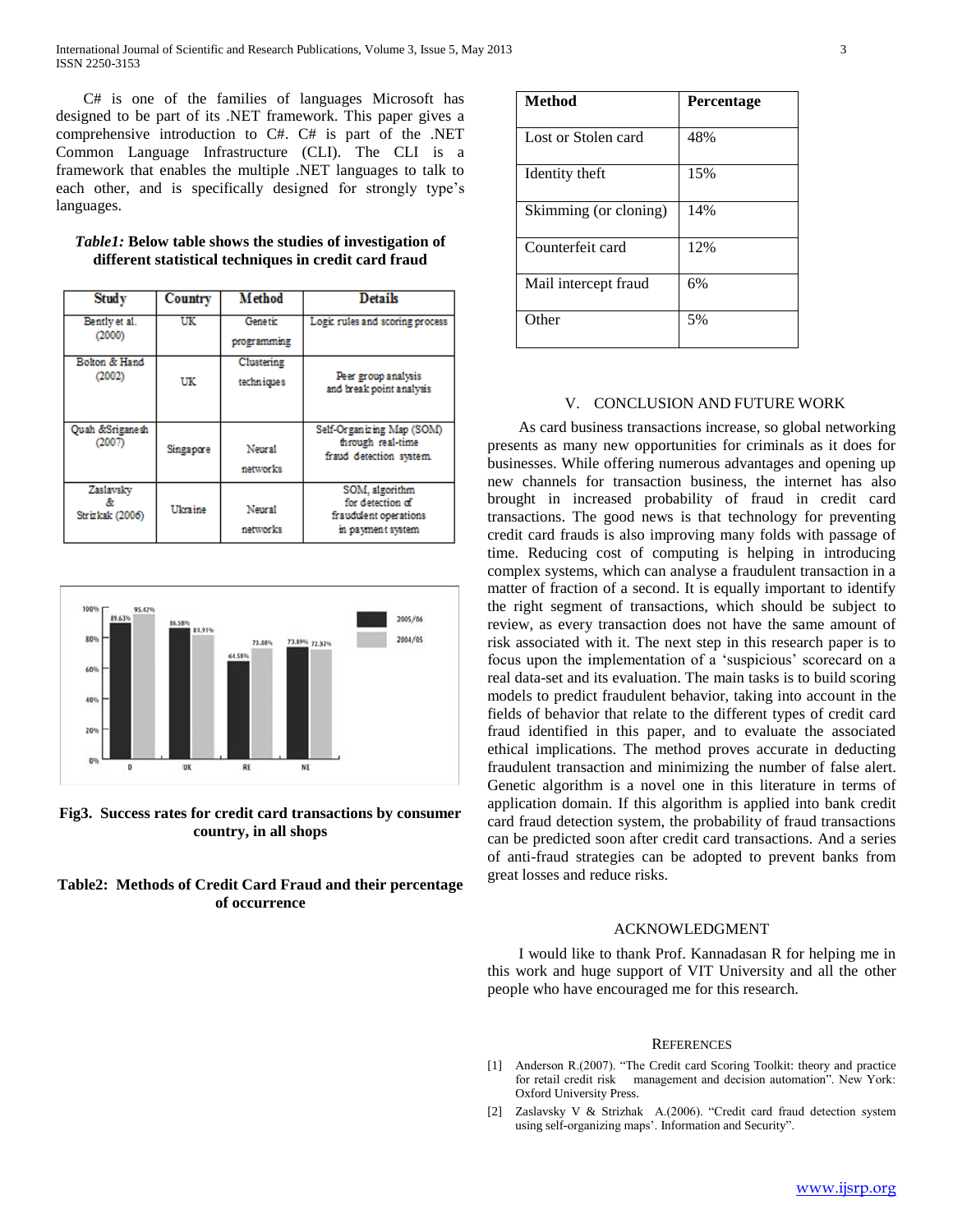C# is one of the families of languages Microsoft has designed to be part of its .NET framework. This paper gives a comprehensive introduction to C#. C# is part of the .NET Common Language Infrastructure (CLI). The CLI is a framework that enables the multiple .NET languages to talk to each other, and is specifically designed for strongly type's languages.

***Table1:*** **Below table shows the studies of investigation of different statistical techniques in credit card fraud**

| Study | Country | Method | Details |
|---|---|---|---|
| Bently et al. (2000) | UK | Genetic programming | Logic rules and scoring process |
| Bolton & Hand (2002) | UK | Clustering techniques | Peer group analysis and break point analysis |
| Quah &Sriganesh (2007) | Singapore | Neural networks | Self-Organizing Map (SOM) through real-time fraud detection system |
| Zaslavsky & Strizkak (2006) | Ukraine | Neural networks | SOM, algorithm for detection of fraudulent operations in payment system |

**Fig3. Success rates for credit card transactions by consumer country, in all shops**

**Table2: Methods of Credit Card Fraud and their percentage of occurrence**

| Method | Percentage |
|---|---|
| Lost or Stolen card | 48% |
| Identity theft | 15% |
| Skimming (or cloning) | 14% |
| Counterfeit card | 12% |
| Mail intercept fraud | 6% |
| Other | 5% |

## V. CONCLUSION AND FUTURE WORK

As card business transactions increase, so global networking presents as many new opportunities for criminals as it does for businesses. While offering numerous advantages and opening up new channels for transaction business, the internet has also brought in increased probability of fraud in credit card transactions. The good news is that technology for preventing credit card frauds is also improving many folds with passage of time. Reducing cost of computing is helping in introducing complex systems, which can analyse a fraudulent transaction in a matter of fraction of a second. It is equally important to identify the right segment of transactions, which should be subject to review, as every transaction does not have the same amount of risk associated with it. The next step in this research paper is to focus upon the implementation of a 'suspicious' scorecard on a real data-set and its evaluation. The main tasks is to build scoring models to predict fraudulent behavior, taking into account in the fields of behavior that relate to the different types of credit card fraud identified in this paper, and to evaluate the associated ethical implications. The method proves accurate in deducting fraudulent transaction and minimizing the number of false alert. Genetic algorithm is a novel one in this literature in terms of application domain. If this algorithm is applied into bank credit card fraud detection system, the probability of fraud transactions can be predicted soon after credit card transactions. And a series of anti-fraud strategies can be adopted to prevent banks from great losses and reduce risks.

## ACKNOWLEDGMENT

I would like to thank Prof. Kannadasan R for helping me in this work and huge support of VIT University and all the other people who have encouraged me for this research.

## REFERENCES

[1] Anderson R.(2007). "The Credit card Scoring Toolkit: theory and practice for retail credit risk management and decision automation". New York: Oxford University Press.

[2] Zaslavsky V & Strizhak A.(2006). "Credit card fraud detection system using self-organizing maps'. Information and Security".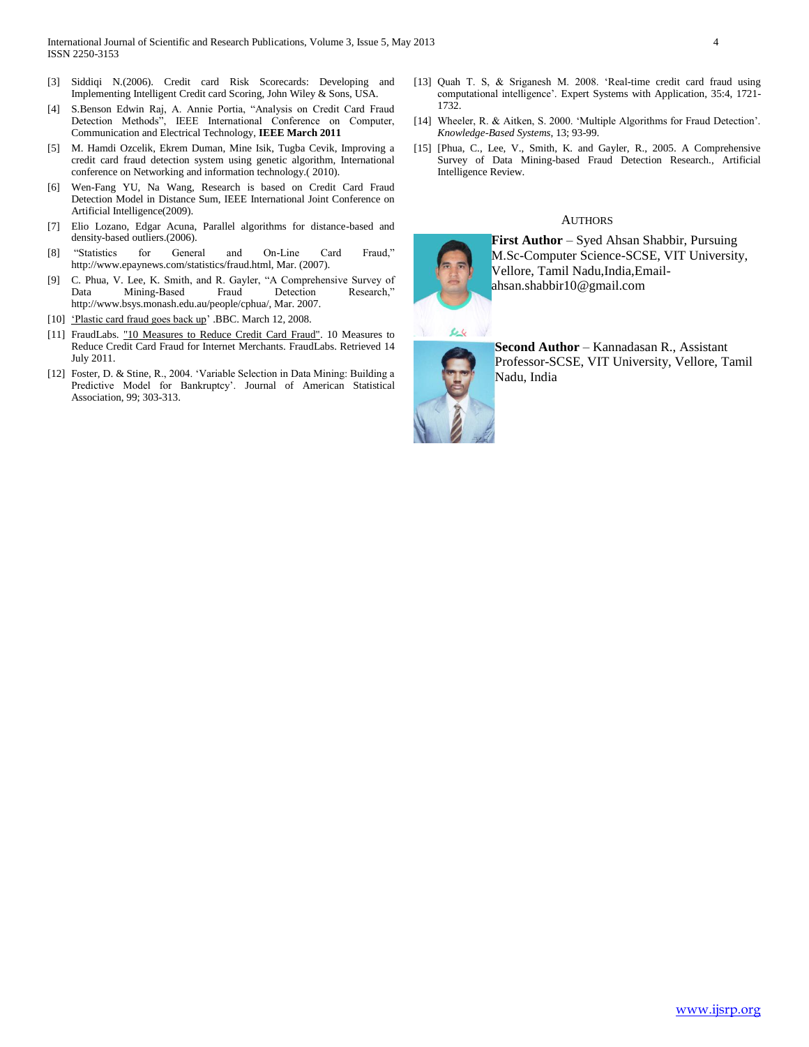[3] Siddiqi N.(2006). Credit card Risk Scorecards: Developing and Implementing Intelligent Credit card Scoring, John Wiley & Sons, USA.

[4] S.Benson Edwin Raj, A. Annie Portia, "Analysis on Credit Card Fraud Detection Methods", IEEE International Conference on Computer, Communication and Electrical Technology, **IEEE March 2011**

[5] M. Hamdi Ozcelik, Ekrem Duman, Mine Isik, Tugba Cevik, Improving a credit card fraud detection system using genetic algorithm, International conference on Networking and information technology.( 2010).

[6] Wen-Fang YU, Na Wang, Research is based on Credit Card Fraud Detection Model in Distance Sum, IEEE International Joint Conference on Artificial Intelligence(2009).

[7] Elio Lozano, Edgar Acuna, Parallel algorithms for distance-based and density-based outliers.(2006).

[8] "Statistics for General and On-Line Card Fraud," http://www.epaynews.com/statistics/fraud.html, Mar. (2007).

[9] C. Phua, V. Lee, K. Smith, and R. Gayler, "A Comprehensive Survey of Data Mining-Based Fraud Detection Research," http://www.bsys.monash.edu.au/people/cphua/, Mar. 2007.

[10] 'Plastic card fraud goes back up' .BBC. March 12, 2008.

[11] FraudLabs. "10 Measures to Reduce Credit Card Fraud". 10 Measures to Reduce Credit Card Fraud for Internet Merchants. FraudLabs. Retrieved 14 July 2011.

[12] Foster, D. & Stine, R., 2004. 'Variable Selection in Data Mining: Building a Predictive Model for Bankruptcy'. Journal of American Statistical Association, 99; 303-313.

[13] Quah T. S, & Sriganesh M. 2008. 'Real-time credit card fraud using computational intelligence'. Expert Systems with Application, 35:4, 1721-1732.

[14] Wheeler, R. & Aitken, S. 2000. 'Multiple Algorithms for Fraud Detection'. *Knowledge-Based Systems*, 13; 93-99.

[15] [Phua, C., Lee, V., Smith, K. and Gayler, R., 2005. A Comprehensive Survey of Data Mining-based Fraud Detection Research., Artificial Intelligence Review.

## AUTHORS

**First Author** – Syed Ahsan Shabbir, Pursuing M.Sc-Computer Science-SCSE, VIT University, Vellore, Tamil Nadu,India,Email-ahsan.shabbir10@gmail.com

**Second Author** – Kannadasan R., Assistant Professor-SCSE, VIT University, Vellore, Tamil Nadu, India